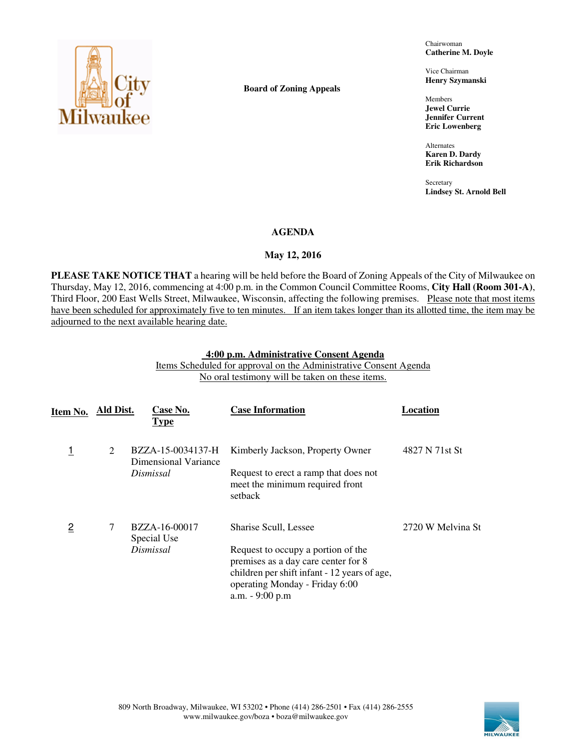City of Milwaukee

**Board of Zoning Appeals**

Chairwoman
**Catherine M. Doyle**

Vice Chairman
**Henry Szymanski**

Members
**Jewel Currie**
**Jennifer Current**
**Eric Lowenberg**

Alternates
**Karen D. Dardy**
**Erik Richardson**

Secretary
**Lindsey St. Arnold Bell**

## AGENDA

### May 12, 2016

**PLEASE TAKE NOTICE THAT** a hearing will be held before the Board of Zoning Appeals of the City of Milwaukee on Thursday, May 12, 2016, commencing at 4:00 p.m. in the Common Council Committee Rooms, **City Hall (Room 301-A)**, Third Floor, 200 East Wells Street, Milwaukee, Wisconsin, affecting the following premises. Please note that most items have been scheduled for approximately five to ten minutes. If an item takes longer than its allotted time, the item may be adjourned to the next available hearing date.

**4:00 p.m. Administrative Consent Agenda**

Items Scheduled for approval on the Administrative Consent Agenda

No oral testimony will be taken on these items.

| Item No. | Ald Dist. | Case No. Type | Case Information | Location |
|---|---|---|---|---|
| 1 | 2 | BZZA-15-0034137-H Dimensional Variance *Dismissal* | Kimberly Jackson, Property Owner<br><br>Request to erect a ramp that does not meet the minimum required front setback | 4827 N 71st St |
| 2 | 7 | BZZA-16-00017 Special Use *Dismissal* | Sharise Scull, Lessee<br><br>Request to occupy a portion of the premises as a day care center for 8 children per shift infant - 12 years of age, operating Monday - Friday 6:00 a.m. - 9:00 p.m | 2720 W Melvina St |

809 North Broadway, Milwaukee, WI 53202 • Phone (414) 286-2501 • Fax (414) 286-2555
www.milwaukee.gov/boza • boza@milwaukee.gov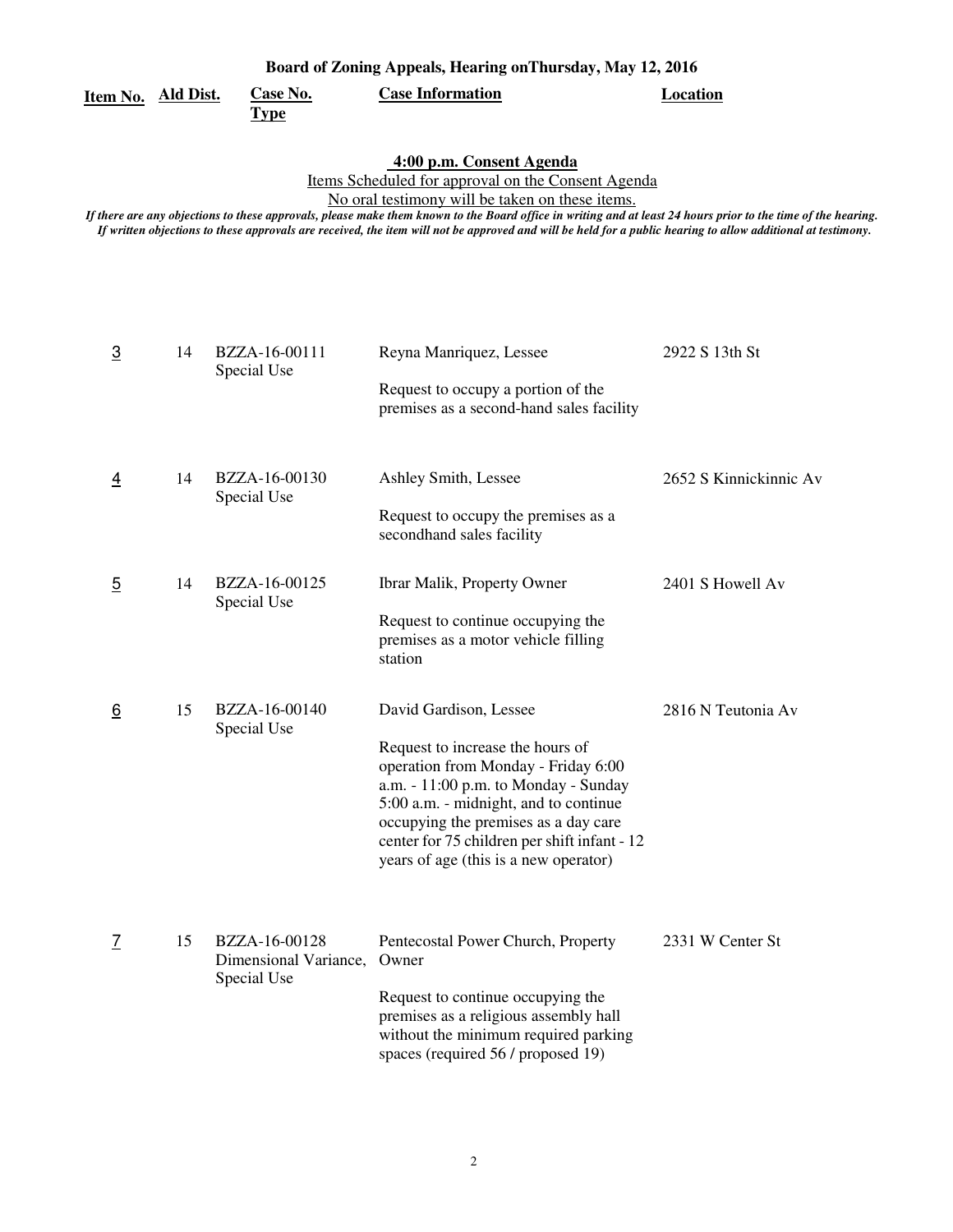**Board of Zoning Appeals, Hearing onThursday, May 12, 2016**

| Item No. | Ald Dist. | Case No. Type | Case Information | Location |
|---|---|---|---|---|

**4:00 p.m. Consent Agenda**

Items Scheduled for approval on the Consent Agenda

No oral testimony will be taken on these items.

***If there are any objections to these approvals, please make them known to the Board office in writing and at least 24 hours prior to the time of the hearing. If written objections to these approvals are received, the item will not be approved and will be held for a public hearing to allow additional at testimony.***

| Item No. | Ald Dist. | Case No. Type | Case Information | Location |
|---|---|---|---|---|
| 3 | 14 | BZZA-16-00111 Special Use | Reyna Manriquez, Lessee<br><br>Request to occupy a portion of the premises as a second-hand sales facility | 2922 S 13th St |
| 4 | 14 | BZZA-16-00130 Special Use | Ashley Smith, Lessee<br><br>Request to occupy the premises as a secondhand sales facility | 2652 S Kinnickinnic Av |
| 5 | 14 | BZZA-16-00125 Special Use | Ibrar Malik, Property Owner<br><br>Request to continue occupying the premises as a motor vehicle filling station | 2401 S Howell Av |
| 6 | 15 | BZZA-16-00140 Special Use | David Gardison, Lessee<br><br>Request to increase the hours of operation from Monday - Friday 6:00 a.m. - 11:00 p.m. to Monday - Sunday 5:00 a.m. - midnight, and to continue occupying the premises as a day care center for 75 children per shift infant - 12 years of age (this is a new operator) | 2816 N Teutonia Av |
| 7 | 15 | BZZA-16-00128 Dimensional Variance, Special Use | Pentecostal Power Church, Property Owner<br><br>Request to continue occupying the premises as a religious assembly hall without the minimum required parking spaces (required 56 / proposed 19) | 2331 W Center St |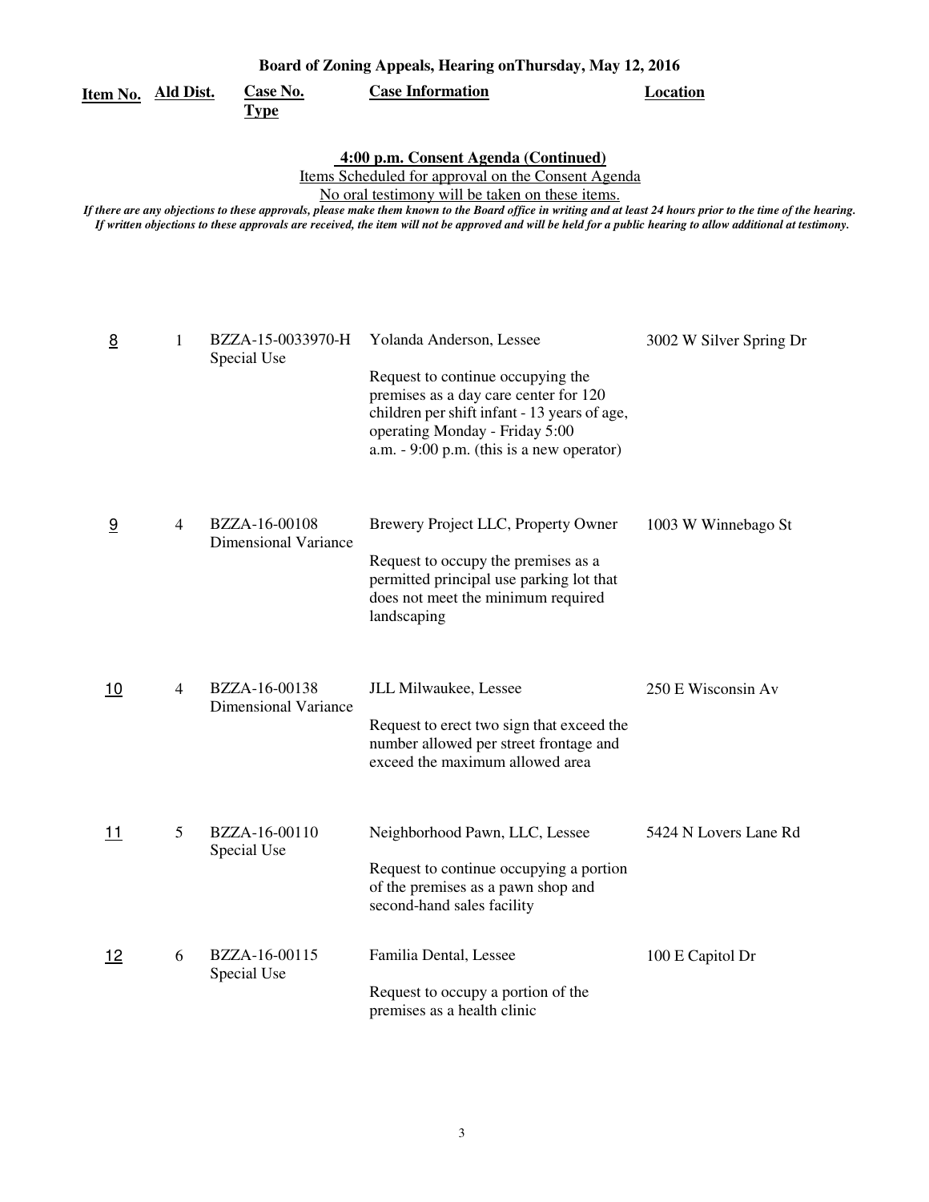**Board of Zoning Appeals, Hearing onThursday, May 12, 2016**

| Item No. | Ald Dist. | Case No. Type | Case Information | Location |
|---|---|---|---|---|

**4:00 p.m. Consent Agenda (Continued)**

Items Scheduled for approval on the Consent Agenda

No oral testimony will be taken on these items.

*If there are any objections to these approvals, please make them known to the Board office in writing and at least 24 hours prior to the time of the hearing. If written objections to these approvals are received, the item will not be approved and will be held for a public hearing to allow additional at testimony.*

| Item No. | Ald Dist. | Case No. Type | Case Information | Location |
|---|---|---|---|---|
| 8 | 1 | BZZA-15-0033970-H Special Use | Yolanda Anderson, Lessee<br><br>Request to continue occupying the premises as a day care center for 120 children per shift infant - 13 years of age, operating Monday - Friday 5:00 a.m. - 9:00 p.m. (this is a new operator) | 3002 W Silver Spring Dr |
| 9 | 4 | BZZA-16-00108 Dimensional Variance | Brewery Project LLC, Property Owner<br><br>Request to occupy the premises as a permitted principal use parking lot that does not meet the minimum required landscaping | 1003 W Winnebago St |
| 10 | 4 | BZZA-16-00138 Dimensional Variance | JLL Milwaukee, Lessee<br><br>Request to erect two sign that exceed the number allowed per street frontage and exceed the maximum allowed area | 250 E Wisconsin Av |
| 11 | 5 | BZZA-16-00110 Special Use | Neighborhood Pawn, LLC, Lessee<br><br>Request to continue occupying a portion of the premises as a pawn shop and second-hand sales facility | 5424 N Lovers Lane Rd |
| 12 | 6 | BZZA-16-00115 Special Use | Familia Dental, Lessee<br><br>Request to occupy a portion of the premises as a health clinic | 100 E Capitol Dr |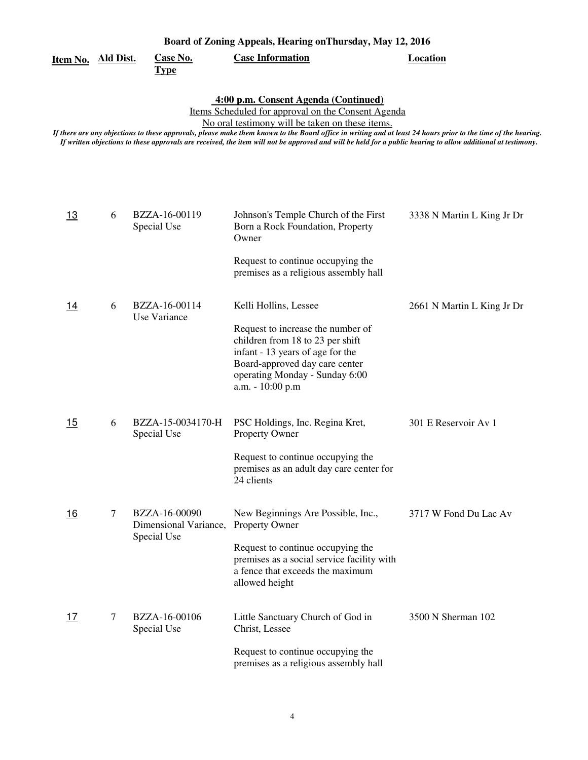**Board of Zoning Appeals, Hearing onThursday, May 12, 2016**

### 4:00 p.m. Consent Agenda (Continued)

Items Scheduled for approval on the Consent Agenda

No oral testimony will be taken on these items.

*If there are any objections to these approvals, please make them known to the Board office in writing and at least 24 hours prior to the time of the hearing. If written objections to these approvals are received, the item will not be approved and will be held for a public hearing to allow additional at testimony.*

| Item No. | Ald Dist. | Case No. Type | Case Information | Location |
|---|---|---|---|---|
| 13 | 6 | BZZA-16-00119 Special Use | Johnson's Temple Church of the First Born a Rock Foundation, Property Owner<br><br>Request to continue occupying the premises as a religious assembly hall | 3338 N Martin L King Jr Dr |
| 14 | 6 | BZZA-16-00114 Use Variance | Kelli Hollins, Lessee<br><br>Request to increase the number of children from 18 to 23 per shift infant - 13 years of age for the Board-approved day care center operating Monday - Sunday 6:00 a.m. - 10:00 p.m | 2661 N Martin L King Jr Dr |
| 15 | 6 | BZZA-15-0034170-H Special Use | PSC Holdings, Inc. Regina Kret, Property Owner<br><br>Request to continue occupying the premises as an adult day care center for 24 clients | 301 E Reservoir Av 1 |
| 16 | 7 | BZZA-16-00090 Dimensional Variance, Special Use | New Beginnings Are Possible, Inc., Property Owner<br><br>Request to continue occupying the premises as a social service facility with a fence that exceeds the maximum allowed height | 3717 W Fond Du Lac Av |
| 17 | 7 | BZZA-16-00106 Special Use | Little Sanctuary Church of God in Christ, Lessee<br><br>Request to continue occupying the premises as a religious assembly hall | 3500 N Sherman 102 |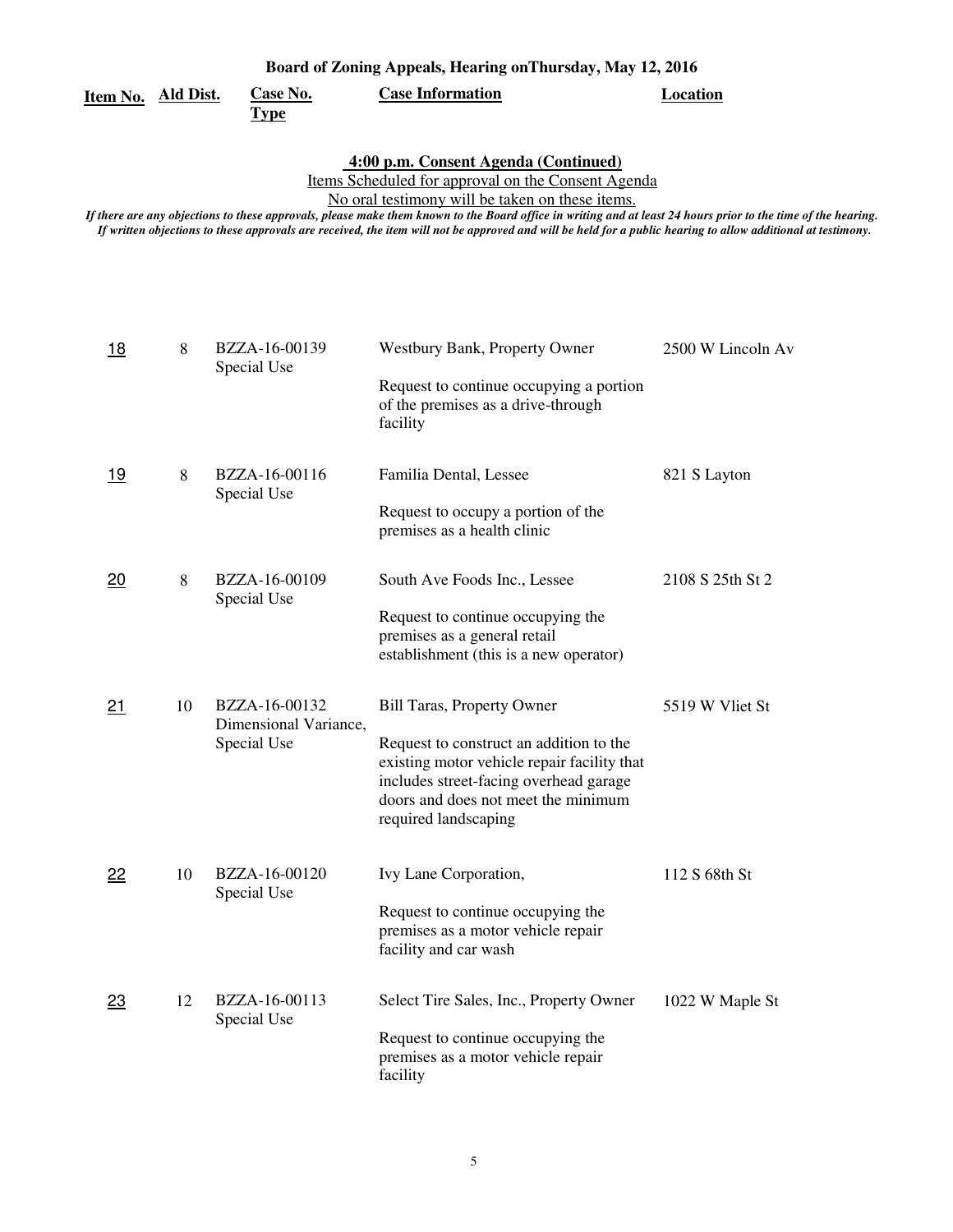**Board of Zoning Appeals, Hearing onThursday, May 12, 2016**

## 4:00 p.m. Consent Agenda (Continued)

Items Scheduled for approval on the Consent Agenda

No oral testimony will be taken on these items.

*If there are any objections to these approvals, please make them known to the Board office in writing and at least 24 hours prior to the time of the hearing. If written objections to these approvals are received, the item will not be approved and will be held for a public hearing to allow additional at testimony.*

| Item No. | Ald Dist. | Case No. Type | Case Information | Location |
|---|---|---|---|---|
| 18 | 8 | BZZA-16-00139 Special Use | Westbury Bank, Property Owner<br><br>Request to continue occupying a portion of the premises as a drive-through facility | 2500 W Lincoln Av |
| 19 | 8 | BZZA-16-00116 Special Use | Familia Dental, Lessee<br><br>Request to occupy a portion of the premises as a health clinic | 821 S Layton |
| 20 | 8 | BZZA-16-00109 Special Use | South Ave Foods Inc., Lessee<br><br>Request to continue occupying the premises as a general retail establishment (this is a new operator) | 2108 S 25th St 2 |
| 21 | 10 | BZZA-16-00132 Dimensional Variance, Special Use | Bill Taras, Property Owner<br><br>Request to construct an addition to the existing motor vehicle repair facility that includes street-facing overhead garage doors and does not meet the minimum required landscaping | 5519 W Vliet St |
| 22 | 10 | BZZA-16-00120 Special Use | Ivy Lane Corporation,<br><br>Request to continue occupying the premises as a motor vehicle repair facility and car wash | 112 S 68th St |
| 23 | 12 | BZZA-16-00113 Special Use | Select Tire Sales, Inc., Property Owner<br><br>Request to continue occupying the premises as a motor vehicle repair facility | 1022 W Maple St |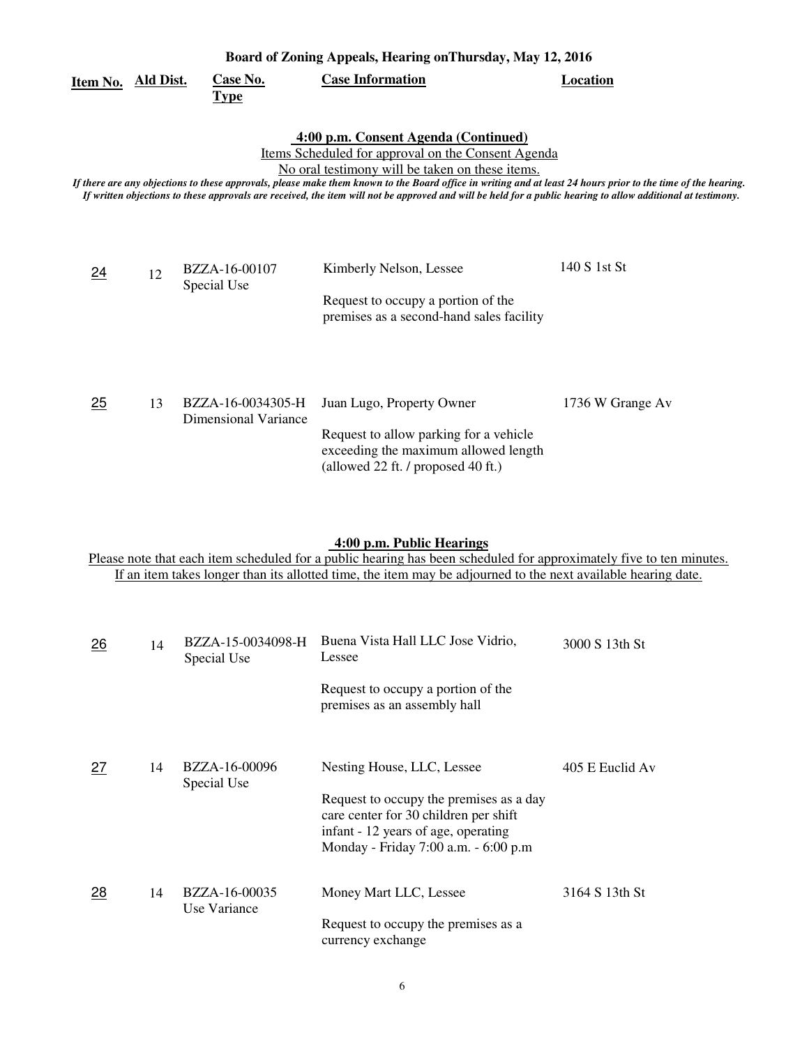**Board of Zoning Appeals, Hearing onThursday, May 12, 2016**

| Item No. | Ald Dist. | Case No. Type | Case Information | Location |
|---|---|---|---|---|

**4:00 p.m. Consent Agenda (Continued)**

Items Scheduled for approval on the Consent Agenda

No oral testimony will be taken on these items.

*If there are any objections to these approvals, please make them known to the Board office in writing and at least 24 hours prior to the time of the hearing. If written objections to these approvals are received, the item will not be approved and will be held for a public hearing to allow additional at testimony.*

| Item No. | Ald Dist. | Case No. Type | Case Information | Location |
|---|---|---|---|---|
| 24 | 12 | BZZA-16-00107 Special Use | Kimberly Nelson, Lessee<br><br>Request to occupy a portion of the premises as a second-hand sales facility | 140 S 1st St |
| 25 | 13 | BZZA-16-0034305-H Dimensional Variance | Juan Lugo, Property Owner<br><br>Request to allow parking for a vehicle exceeding the maximum allowed length (allowed 22 ft. / proposed 40 ft.) | 1736 W Grange Av |

**4:00 p.m. Public Hearings**

Please note that each item scheduled for a public hearing has been scheduled for approximately five to ten minutes. If an item takes longer than its allotted time, the item may be adjourned to the next available hearing date.

| Item No. | Ald Dist. | Case No. Type | Case Information | Location |
|---|---|---|---|---|
| 26 | 14 | BZZA-15-0034098-H Special Use | Buena Vista Hall LLC Jose Vidrio, Lessee<br><br>Request to occupy a portion of the premises as an assembly hall | 3000 S 13th St |
| 27 | 14 | BZZA-16-00096 Special Use | Nesting House, LLC, Lessee<br><br>Request to occupy the premises as a day care center for 30 children per shift infant - 12 years of age, operating Monday - Friday 7:00 a.m. - 6:00 p.m | 405 E Euclid Av |
| 28 | 14 | BZZA-16-00035 Use Variance | Money Mart LLC, Lessee<br><br>Request to occupy the premises as a currency exchange | 3164 S 13th St |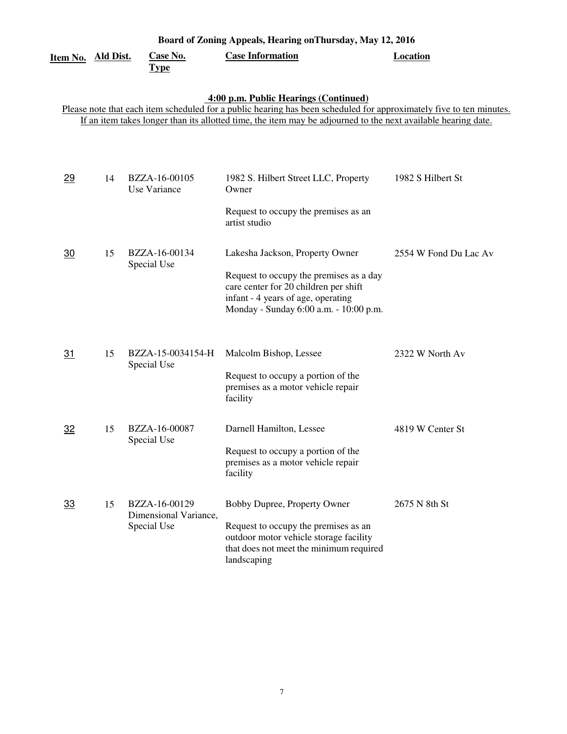**Board of Zoning Appeals, Hearing onThursday, May 12, 2016**

**4:00 p.m. Public Hearings (Continued)**

Please note that each item scheduled for a public hearing has been scheduled for approximately five to ten minutes. If an item takes longer than its allotted time, the item may be adjourned to the next available hearing date.

| Item No. | Ald Dist. | Case No. Type | Case Information | Location |
|---|---|---|---|---|
| 29 | 14 | BZZA-16-00105 Use Variance | 1982 S. Hilbert Street LLC, Property Owner<br><br>Request to occupy the premises as an artist studio | 1982 S Hilbert St |
| 30 | 15 | BZZA-16-00134 Special Use | Lakesha Jackson, Property Owner<br><br>Request to occupy the premises as a day care center for 20 children per shift infant - 4 years of age, operating Monday - Sunday 6:00 a.m. - 10:00 p.m. | 2554 W Fond Du Lac Av |
| 31 | 15 | BZZA-15-0034154-H Special Use | Malcolm Bishop, Lessee<br><br>Request to occupy a portion of the premises as a motor vehicle repair facility | 2322 W North Av |
| 32 | 15 | BZZA-16-00087 Special Use | Darnell Hamilton, Lessee<br><br>Request to occupy a portion of the premises as a motor vehicle repair facility | 4819 W Center St |
| 33 | 15 | BZZA-16-00129 Dimensional Variance, Special Use | Bobby Dupree, Property Owner<br><br>Request to occupy the premises as an outdoor motor vehicle storage facility that does not meet the minimum required landscaping | 2675 N 8th St |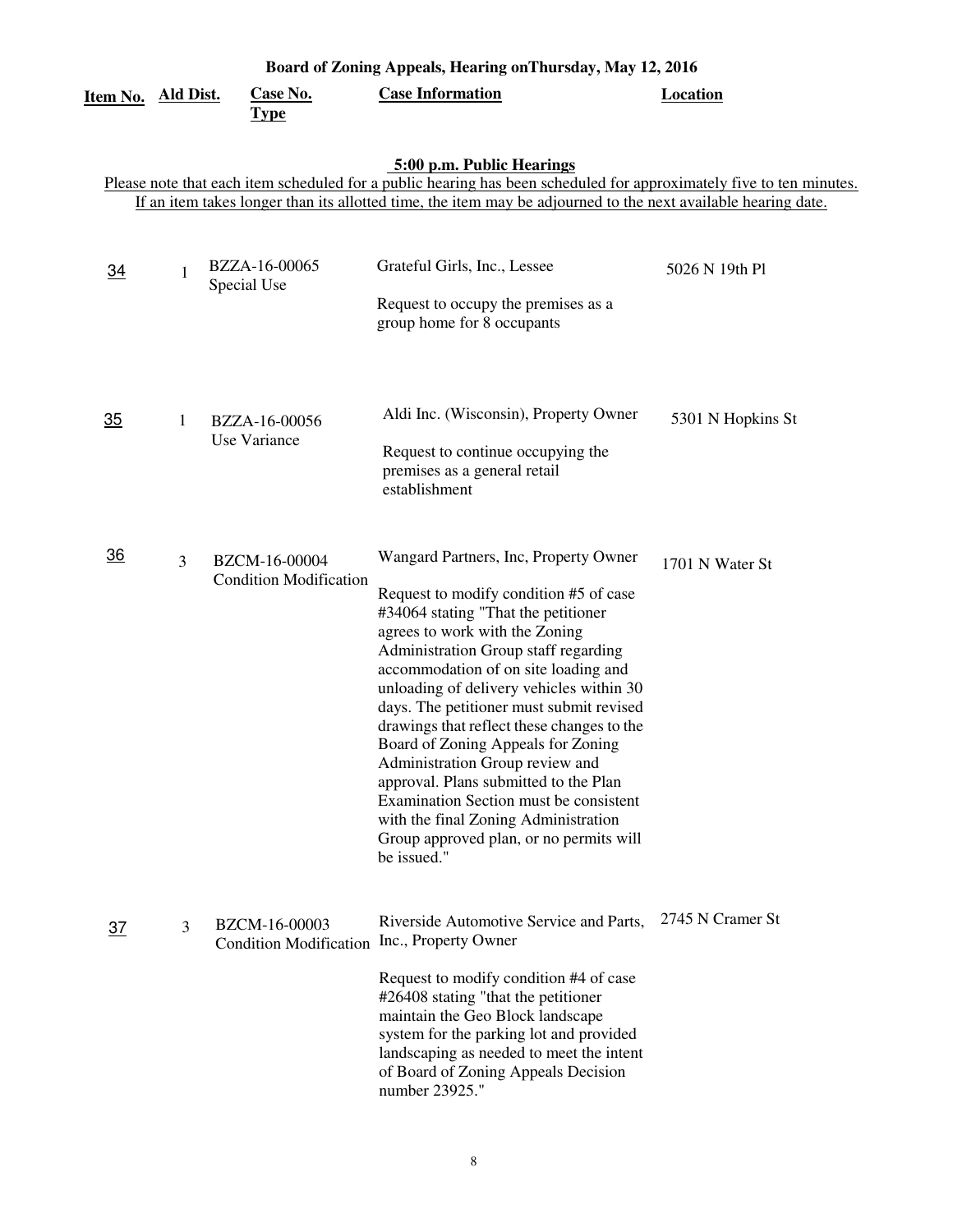# Board of Zoning Appeals, Hearing onThursday, May 12, 2016

| Item No. | Ald Dist. | Case No. Type | Case Information | Location |
|---|---|---|---|---|

### 5:00 p.m. Public Hearings

Please note that each item scheduled for a public hearing has been scheduled for approximately five to ten minutes. If an item takes longer than its allotted time, the item may be adjourned to the next available hearing date.

| Item No. | Ald Dist. | Case No. Type | Case Information | Location |
|---|---|---|---|---|
| 34 | 1 | BZZA-16-00065 Special Use | Grateful Girls, Inc., Lessee<br><br>Request to occupy the premises as a group home for 8 occupants | 5026 N 19th Pl |
| 35 | 1 | BZZA-16-00056 Use Variance | Aldi Inc. (Wisconsin), Property Owner<br><br>Request to continue occupying the premises as a general retail establishment | 5301 N Hopkins St |
| 36 | 3 | BZCM-16-00004 Condition Modification | Wangard Partners, Inc, Property Owner<br><br>Request to modify condition #5 of case #34064 stating "That the petitioner agrees to work with the Zoning Administration Group staff regarding accommodation of on site loading and unloading of delivery vehicles within 30 days. The petitioner must submit revised drawings that reflect these changes to the Board of Zoning Appeals for Zoning Administration Group review and approval. Plans submitted to the Plan Examination Section must be consistent with the final Zoning Administration Group approved plan, or no permits will be issued." | 1701 N Water St |
| 37 | 3 | BZCM-16-00003 Condition Modification | Riverside Automotive Service and Parts, Inc., Property Owner<br><br>Request to modify condition #4 of case #26408 stating "that the petitioner maintain the Geo Block landscape system for the parking lot and provided landscaping as needed to meet the intent of Board of Zoning Appeals Decision number 23925." | 2745 N Cramer St |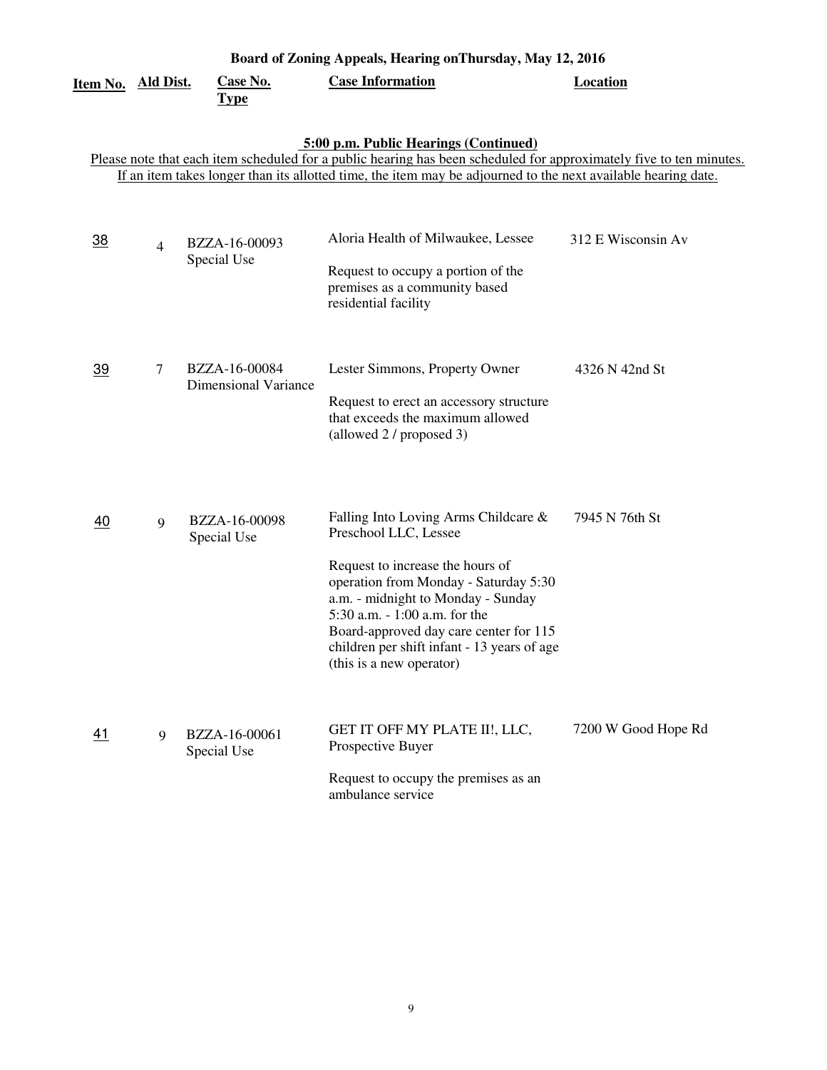**Board of Zoning Appeals, Hearing onThursday, May 12, 2016**

### 5:00 p.m. Public Hearings (Continued)

Please note that each item scheduled for a public hearing has been scheduled for approximately five to ten minutes. If an item takes longer than its allotted time, the item may be adjourned to the next available hearing date.

| Item No. | Ald Dist. | Case No. Type | Case Information | Location |
|---|---|---|---|---|
| 38 | 4 | BZZA-16-00093 Special Use | Aloria Health of Milwaukee, Lessee<br><br>Request to occupy a portion of the premises as a community based residential facility | 312 E Wisconsin Av |
| 39 | 7 | BZZA-16-00084 Dimensional Variance | Lester Simmons, Property Owner<br><br>Request to erect an accessory structure that exceeds the maximum allowed (allowed 2 / proposed 3) | 4326 N 42nd St |
| 40 | 9 | BZZA-16-00098 Special Use | Falling Into Loving Arms Childcare & Preschool LLC, Lessee<br><br>Request to increase the hours of operation from Monday - Saturday 5:30 a.m. - midnight to Monday - Sunday 5:30 a.m. - 1:00 a.m. for the Board-approved day care center for 115 children per shift infant - 13 years of age (this is a new operator) | 7945 N 76th St |
| 41 | 9 | BZZA-16-00061 Special Use | GET IT OFF MY PLATE II!, LLC, Prospective Buyer<br><br>Request to occupy the premises as an ambulance service | 7200 W Good Hope Rd |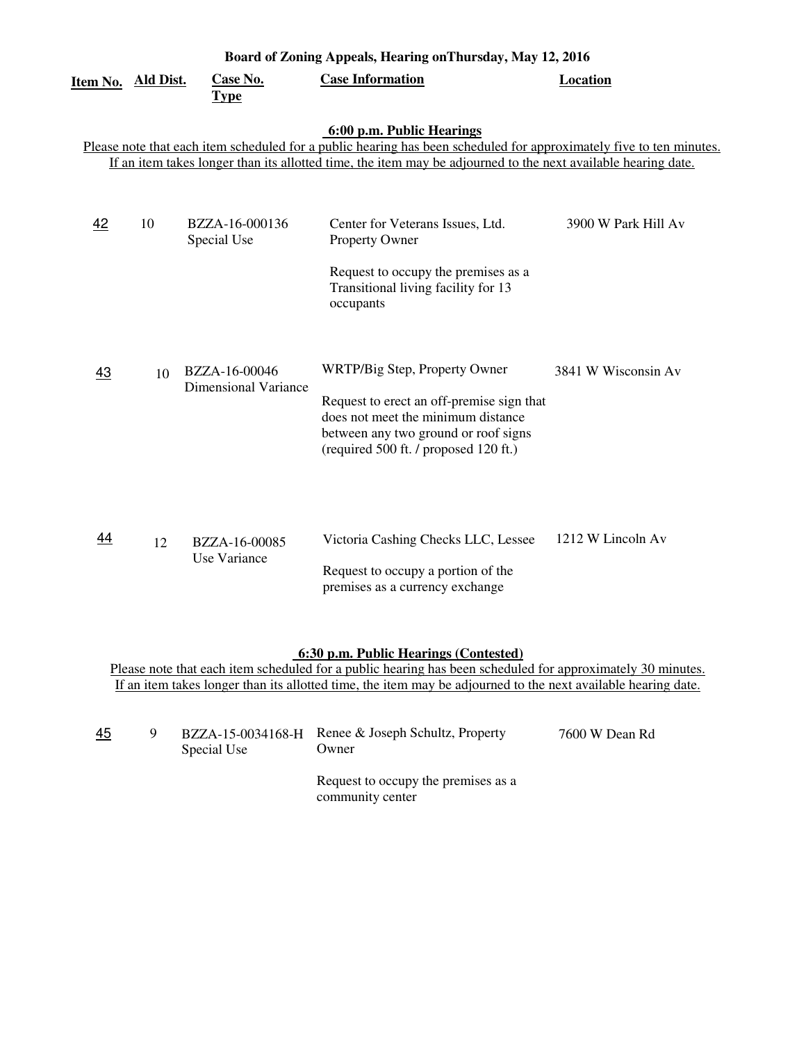**Board of Zoning Appeals, Hearing onThursday, May 12, 2016**

| Item No. | Ald Dist. | Case No. Type | Case Information | Location |
|---|---|---|---|---|

**6:00 p.m. Public Hearings**

Please note that each item scheduled for a public hearing has been scheduled for approximately five to ten minutes. If an item takes longer than its allotted time, the item may be adjourned to the next available hearing date.

| Item No. | Ald Dist. | Case No. Type | Case Information | Location |
|---|---|---|---|---|
| 42 | 10 | BZZA-16-000136 Special Use | Center for Veterans Issues, Ltd. Property Owner<br><br>Request to occupy the premises as a Transitional living facility for 13 occupants | 3900 W Park Hill Av |
| 43 | 10 | BZZA-16-00046 Dimensional Variance | WRTP/Big Step, Property Owner<br><br>Request to erect an off-premise sign that does not meet the minimum distance between any two ground or roof signs (required 500 ft. / proposed 120 ft.) | 3841 W Wisconsin Av |
| 44 | 12 | BZZA-16-00085 Use Variance | Victoria Cashing Checks LLC, Lessee<br><br>Request to occupy a portion of the premises as a currency exchange | 1212 W Lincoln Av |

**6:30 p.m. Public Hearings (Contested)**

Please note that each item scheduled for a public hearing has been scheduled for approximately 30 minutes. If an item takes longer than its allotted time, the item may be adjourned to the next available hearing date.

| Item No. | Ald Dist. | Case No. Type | Case Information | Location |
|---|---|---|---|---|
| 45 | 9 | BZZA-15-0034168-H Special Use | Renee & Joseph Schultz, Property Owner<br><br>Request to occupy the premises as a community center | 7600 W Dean Rd |